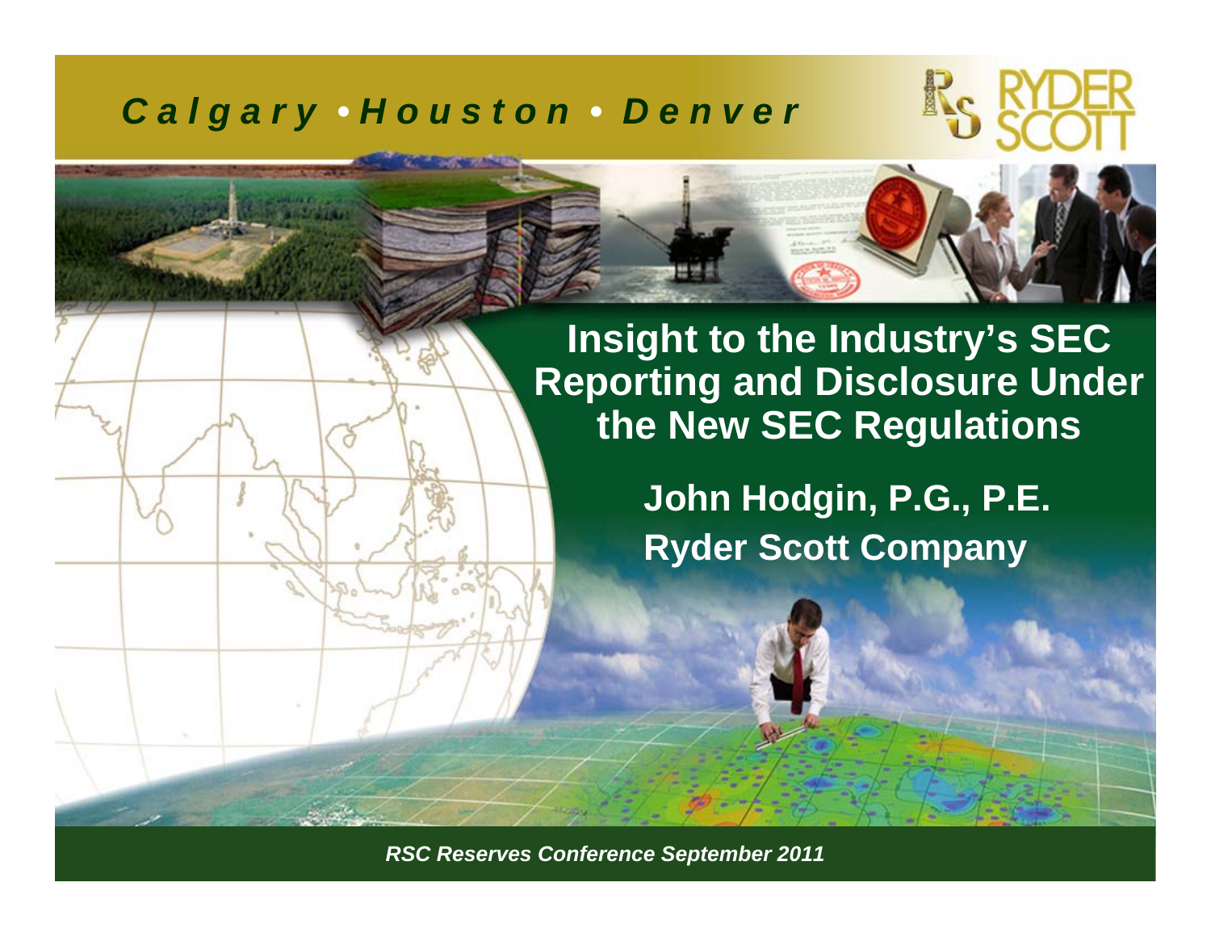*Calgary • Houston • Denver*

RYDER SCOTT

# Insight to the Industry's SEC Reporting and Disclosure Under the New SEC Regulations

**John Hodgin, P.G., P.E.**

**Ryder Scott Company**

*RSC Reserves Conference September 2011*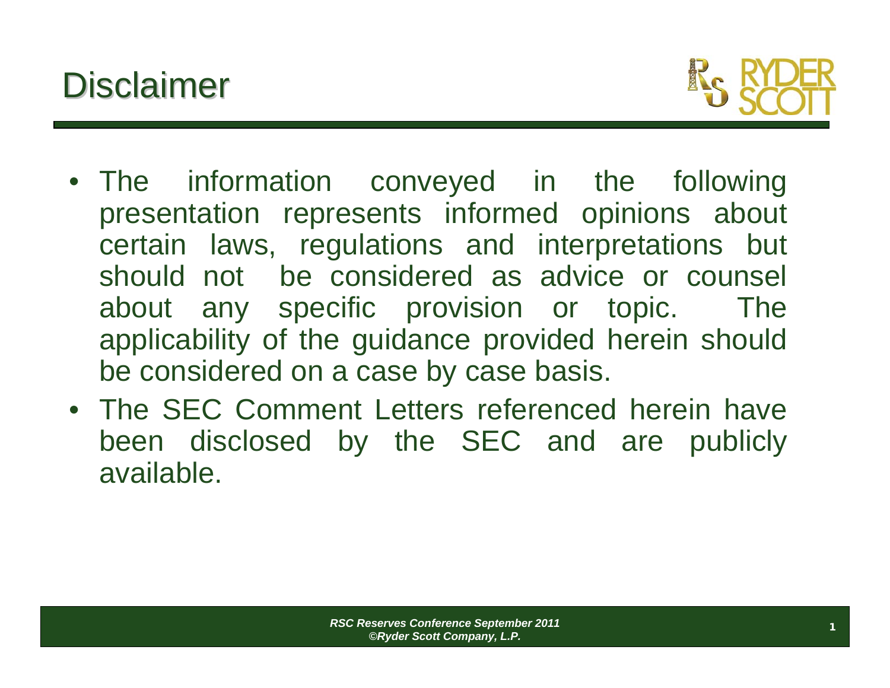# Disclaimer

- The information conveyed in the following presentation represents informed opinions about certain laws, regulations and interpretations but should not be considered as advice or counsel about any specific provision or topic. The applicability of the guidance provided herein should be considered on a case by case basis.
- The SEC Comment Letters referenced herein have been disclosed by the SEC and are publicly available.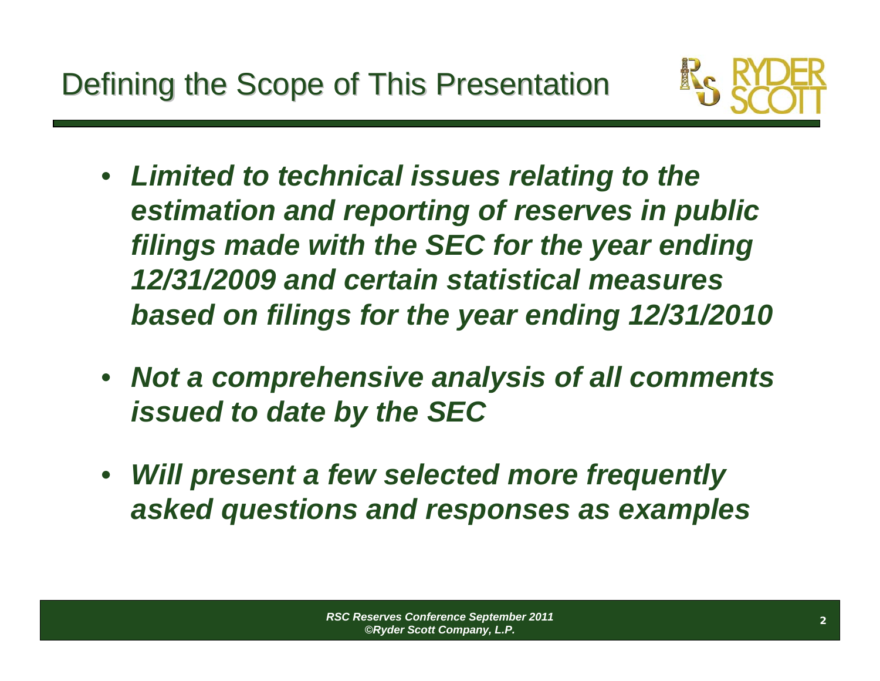# Defining the Scope of This Presentation

- ***Limited to technical issues relating to the estimation and reporting of reserves in public filings made with the SEC for the year ending 12/31/2009 and certain statistical measures based on filings for the year ending 12/31/2010***
- ***Not a comprehensive analysis of all comments issued to date by the SEC***
- ***Will present a few selected more frequently asked questions and responses as examples***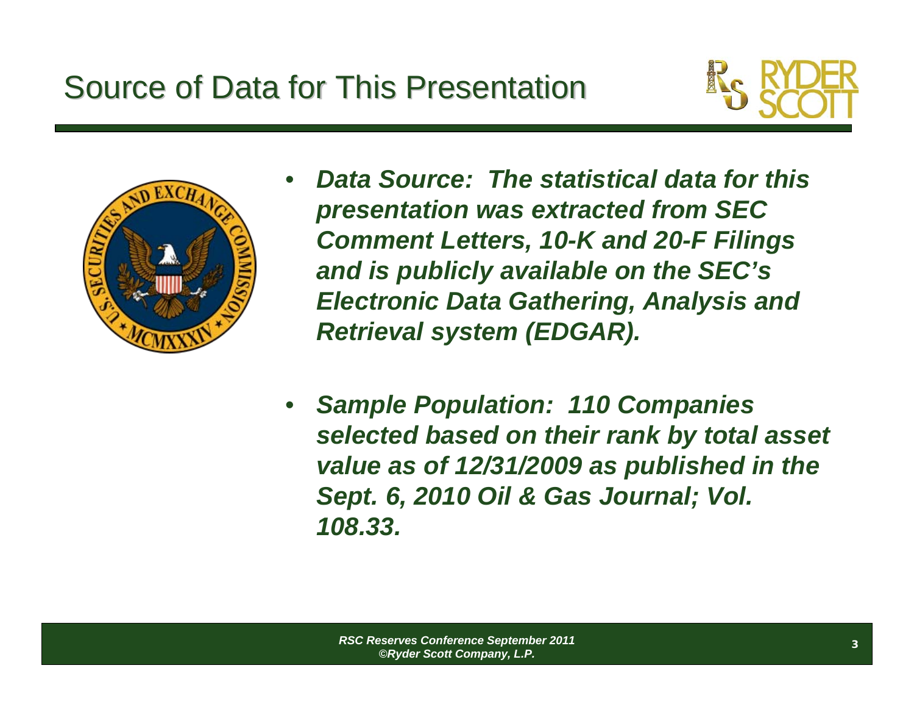# Source of Data for This Presentation

- ***Data Source: The statistical data for this presentation was extracted from SEC Comment Letters, 10-K and 20-F Filings and is publicly available on the SEC's Electronic Data Gathering, Analysis and Retrieval system (EDGAR).***

- ***Sample Population: 110 Companies selected based on their rank by total asset value as of 12/31/2009 as published in the Sept. 6, 2010 Oil & Gas Journal; Vol. 108.33.***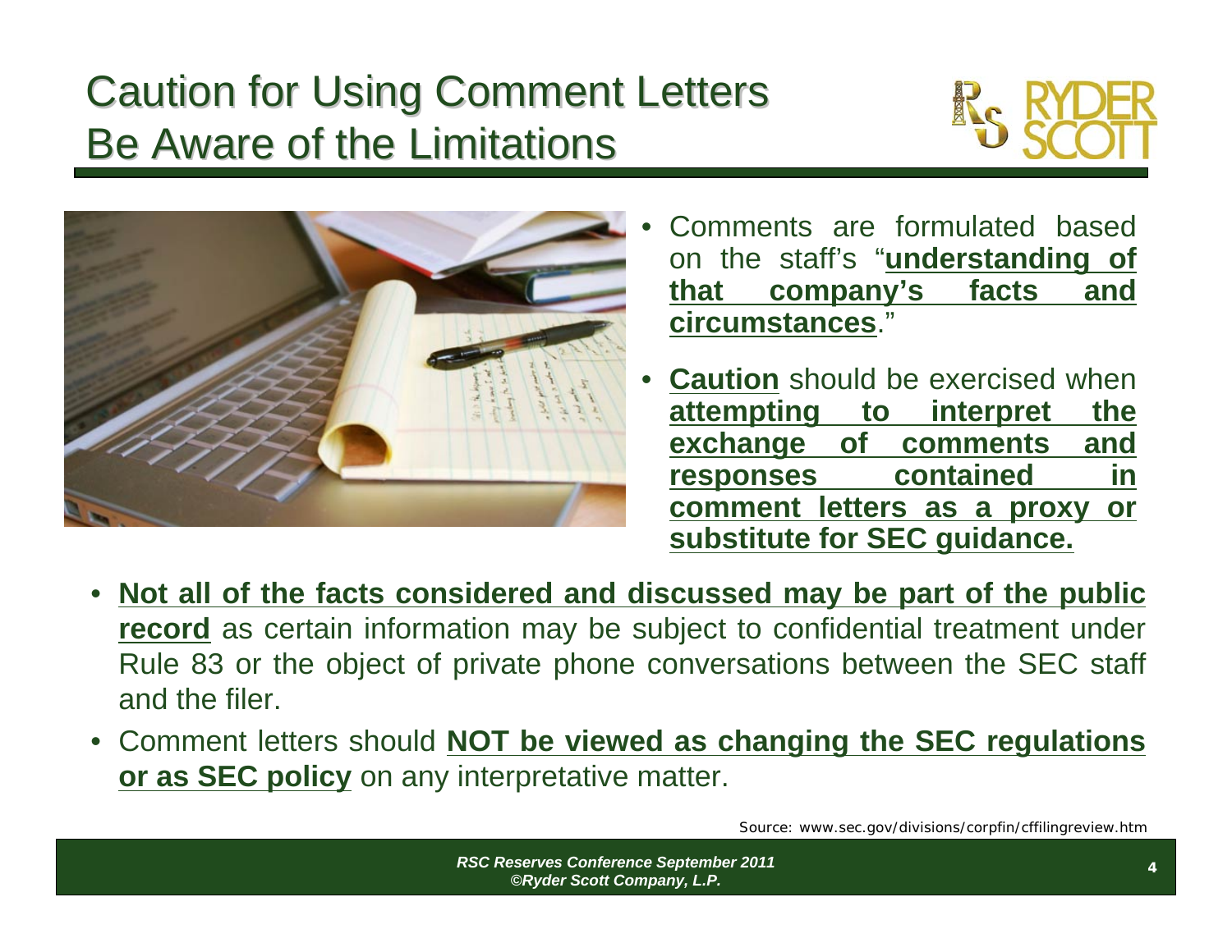# Caution for Using Comment Letters
## Be Aware of the Limitations

- Comments are formulated based on the staff's "**understanding of that company's facts and circumstances**."
- **Caution** should be exercised when **attempting to interpret the exchange of comments and responses contained in comment letters as a proxy or substitute for SEC guidance.**
- **Not all of the facts considered and discussed may be part of the public record** as certain information may be subject to confidential treatment under Rule 83 or the object of private phone conversations between the SEC staff and the filer.
- Comment letters should **NOT be viewed as changing the SEC regulations or as SEC policy** on any interpretative matter.

Source: www.sec.gov/divisions/corpfin/cffilingreview.htm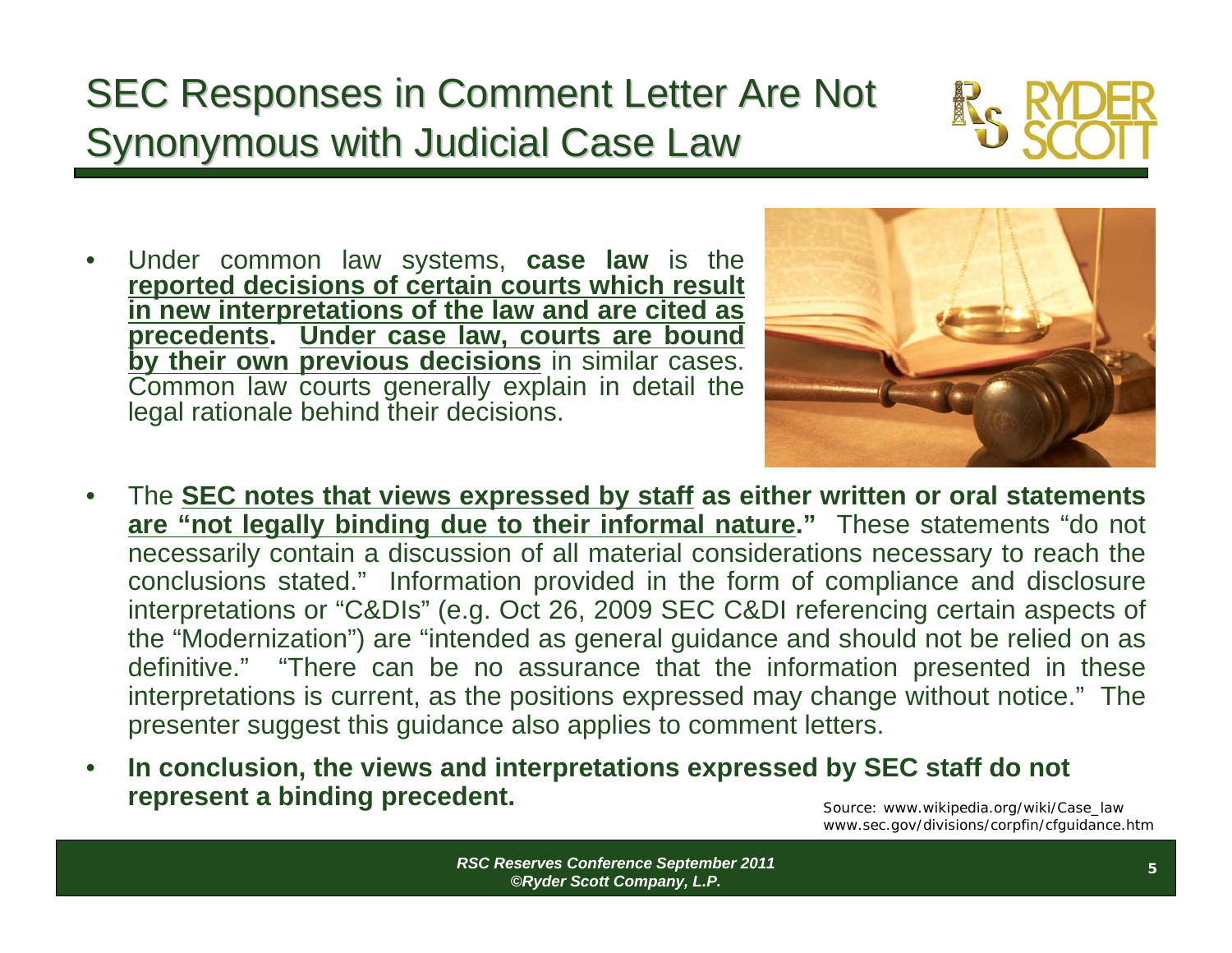# SEC Responses in Comment Letter Are Not Synonymous with Judicial Case Law

- Under common law systems, **case law** is the **reported decisions of certain courts which result in new interpretations of the law and are cited as precedents. Under case law, courts are bound by their own previous decisions** in similar cases. Common law courts generally explain in detail the legal rationale behind their decisions.

- The **SEC notes that views expressed by staff as either written or oral statements are "not legally binding due to their informal nature."** These statements "do not necessarily contain a discussion of all material considerations necessary to reach the conclusions stated." Information provided in the form of compliance and disclosure interpretations or "C&DIs" (e.g. Oct 26, 2009 SEC C&DI referencing certain aspects of the "Modernization") are "intended as general guidance and should not be relied on as definitive." "There can be no assurance that the information presented in these interpretations is current, as the positions expressed may change without notice." The presenter suggest this guidance also applies to comment letters.

- **In conclusion, the views and interpretations expressed by SEC staff do not represent a binding precedent.**

Source: www.wikipedia.org/wiki/Case_law
www.sec.gov/divisions/corpfin/cfguidance.htm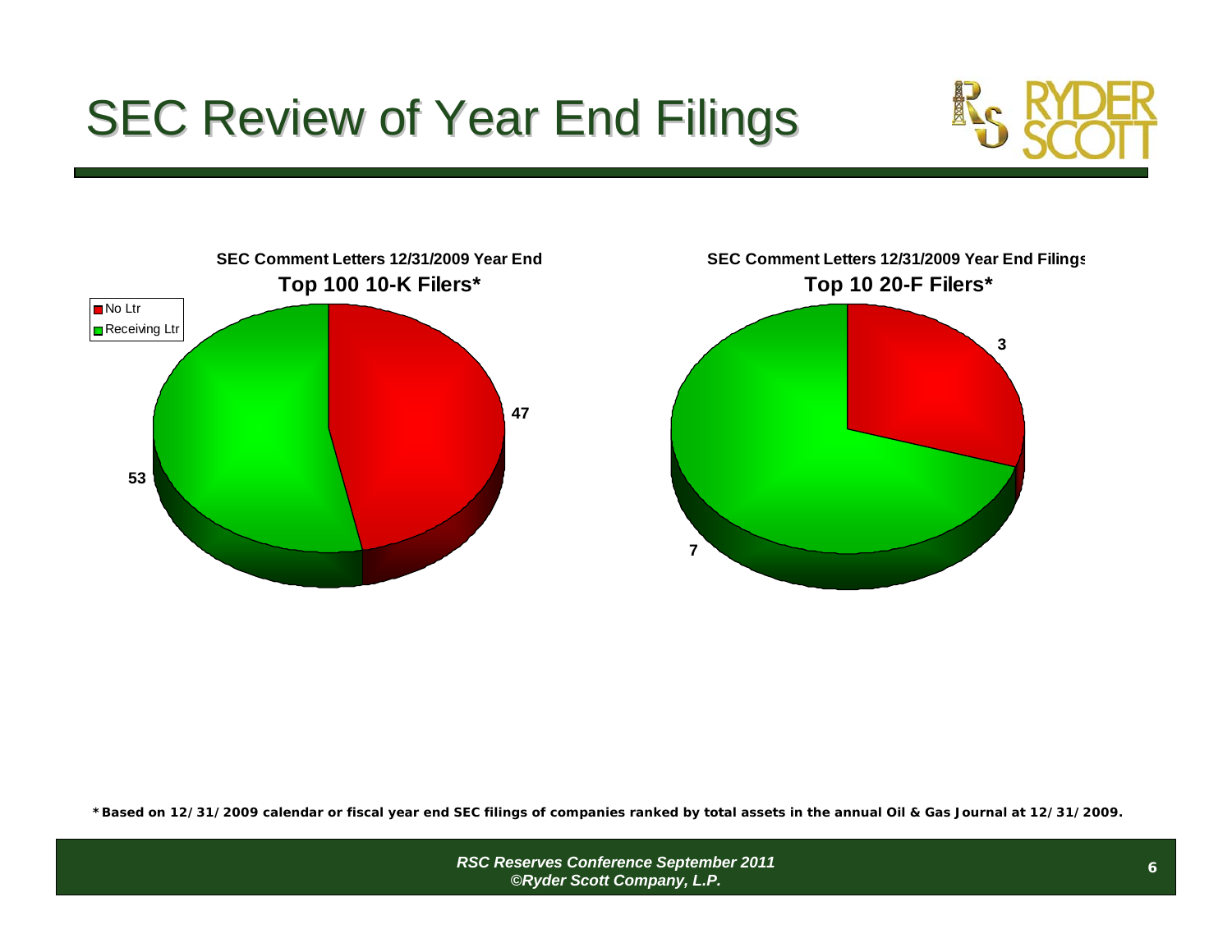# SEC Review of Year End Filings

**SEC Comment Letters 12/31/2009 Year End**
**Top 100 10-K Filers***

| | Count |
|---|---|
| No Ltr | 47 |
| Receiving Ltr | 53 |

**SEC Comment Letters 12/31/2009 Year End Filings**
**Top 10 20-F Filers***

| | Count |
|---|---|
| No Ltr | 3 |
| Receiving Ltr | 7 |

**\*Based on 12/31/2009 calendar or fiscal year end SEC filings of companies ranked by total assets in the annual Oil & Gas Journal at 12/31/2009.**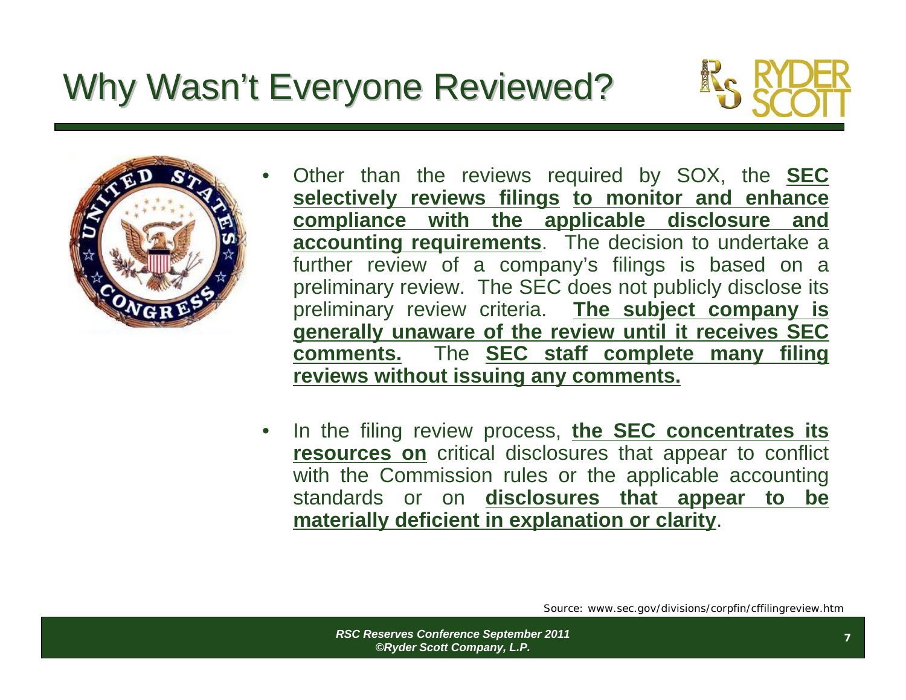# Why Wasn't Everyone Reviewed?

- Other than the reviews required by SOX, the **SEC selectively reviews filings to monitor and enhance compliance with the applicable disclosure and accounting requirements**. The decision to undertake a further review of a company's filings is based on a preliminary review. The SEC does not publicly disclose its preliminary review criteria. **The subject company is generally unaware of the review until it receives SEC comments.** The **SEC staff complete many filing reviews without issuing any comments.**

- In the filing review process, **the SEC concentrates its resources on** critical disclosures that appear to conflict with the Commission rules or the applicable accounting standards or on **disclosures that appear to be materially deficient in explanation or clarity**.

Source: www.sec.gov/divisions/corpfin/cffilingreview.htm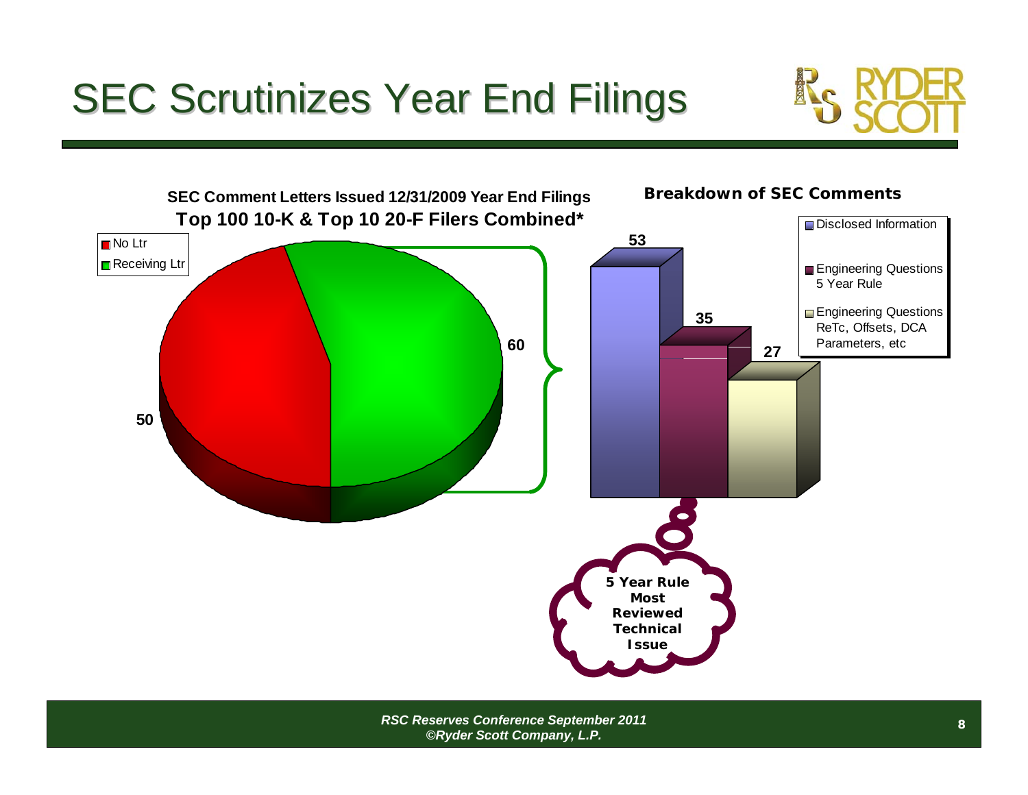# SEC Scrutinizes Year End Filings

**SEC Comment Letters Issued 12/31/2009 Year End Filings**
**Top 100 10-K & Top 10 20-F Filers Combined***

- No Ltr: 50
- Receiving Ltr: 60

**Breakdown of SEC Comments**

| Category | Count |
|---|---|
| Disclosed Information | 53 |
| Engineering Questions 5 Year Rule | 35 |
| Engineering Questions ReTc, Offsets, DCA Parameters, etc | 27 |

**5 Year Rule Most Reviewed Technical Issue**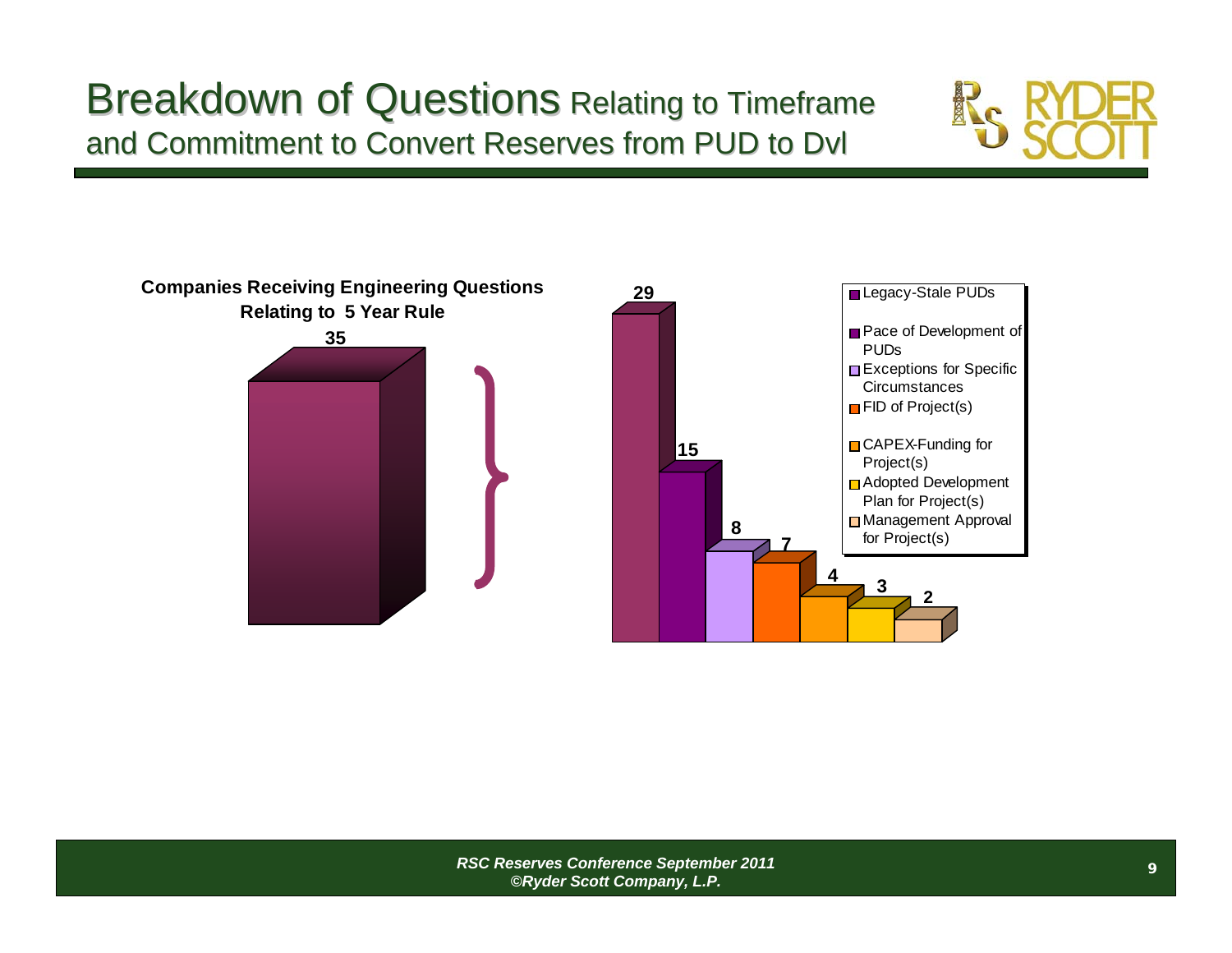# Breakdown of Questions Relating to Timeframe and Commitment to Convert Reserves from PUD to Dvl

**Companies Receiving Engineering Questions Relating to 5 Year Rule**

**35**

| Category | Count |
|---|---|
| Legacy-Stale PUDs | 29 |
| Pace of Development of PUDs | 15 |
| Exceptions for Specific Circumstances | 8 |
| FID of Project(s) | 7 |
| CAPEX-Funding for Project(s) | 4 |
| Adopted Development Plan for Project(s) | 3 |
| Management Approval for Project(s) | 2 |

*RSC Reserves Conference September 2011*
*©Ryder Scott Company, L.P.*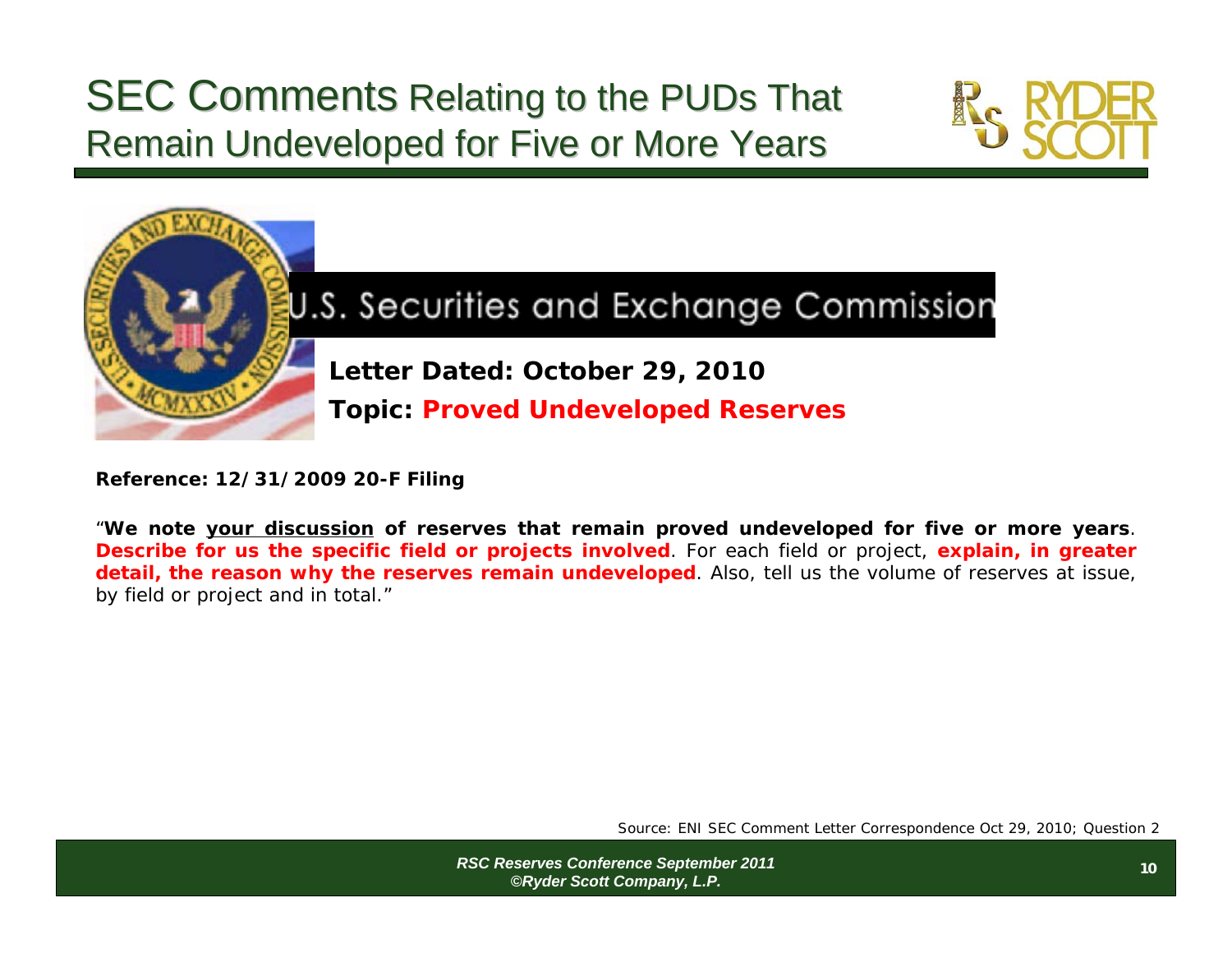# SEC Comments Relating to the PUDs That Remain Undeveloped for Five or More Years

U.S. Securities and Exchange Commission

**Letter Dated: October 29, 2010**

**Topic: Proved Undeveloped Reserves**

**Reference: 12/31/2009 20-F Filing**

*"**We note <u>your discussion</u> of reserves that remain proved undeveloped for five or more years**. **Describe for us the specific field or projects involved**. For each field or project, **explain, in greater detail, the reason why the reserves remain undeveloped**. Also, tell us the volume of reserves at issue, by field or project and in total."*

Source: ENI SEC Comment Letter Correspondence Oct 29, 2010; Question 2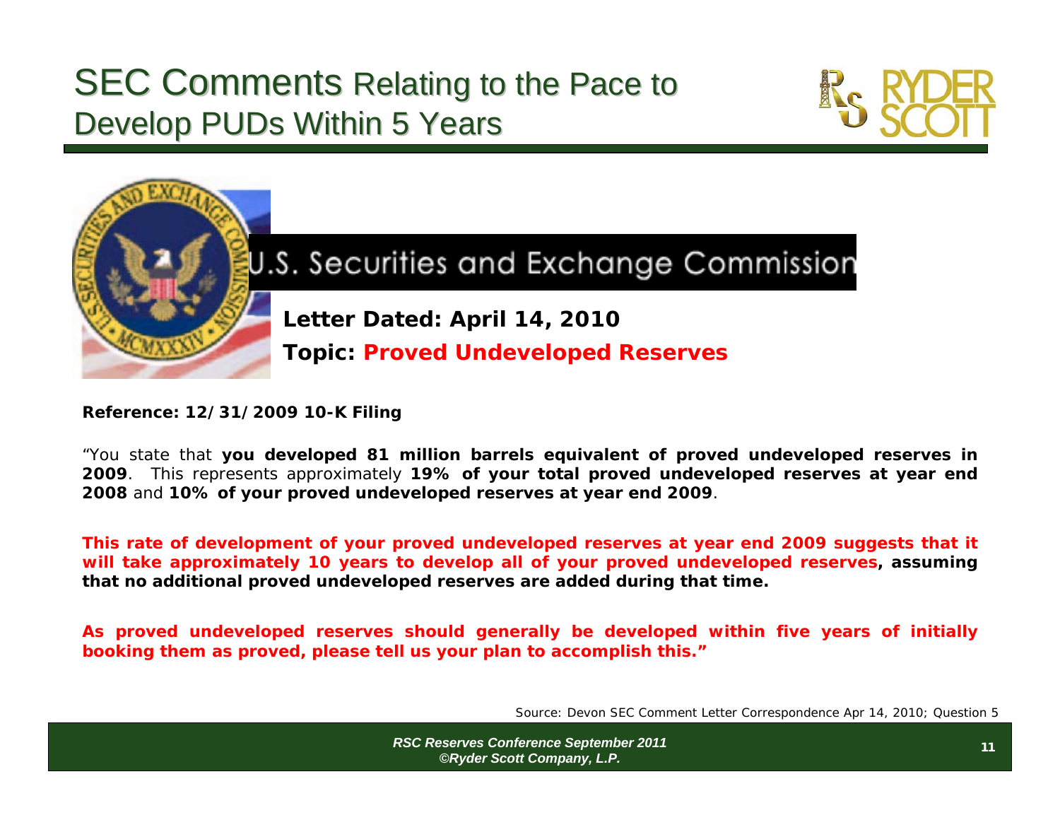# SEC Comments Relating to the Pace to Develop PUDs Within 5 Years

U.S. Securities and Exchange Commission

**Letter Dated: April 14, 2010**

**Topic: Proved Undeveloped Reserves**

**Reference: 12/31/2009 10-K Filing**

"You state that **you developed 81 million barrels equivalent of proved undeveloped reserves in 2009**. This represents approximately **19% of your total proved undeveloped reserves at year end 2008** and **10% of your proved undeveloped reserves at year end 2009**.

**This rate of development of your proved undeveloped reserves at year end 2009 suggests that it will take approximately 10 years to develop all of your proved undeveloped reserves, assuming that no additional proved undeveloped reserves are added during that time.**

**As proved undeveloped reserves should generally be developed within five years of initially booking them as proved, please tell us your plan to accomplish this."**

Source: Devon SEC Comment Letter Correspondence Apr 14, 2010; Question 5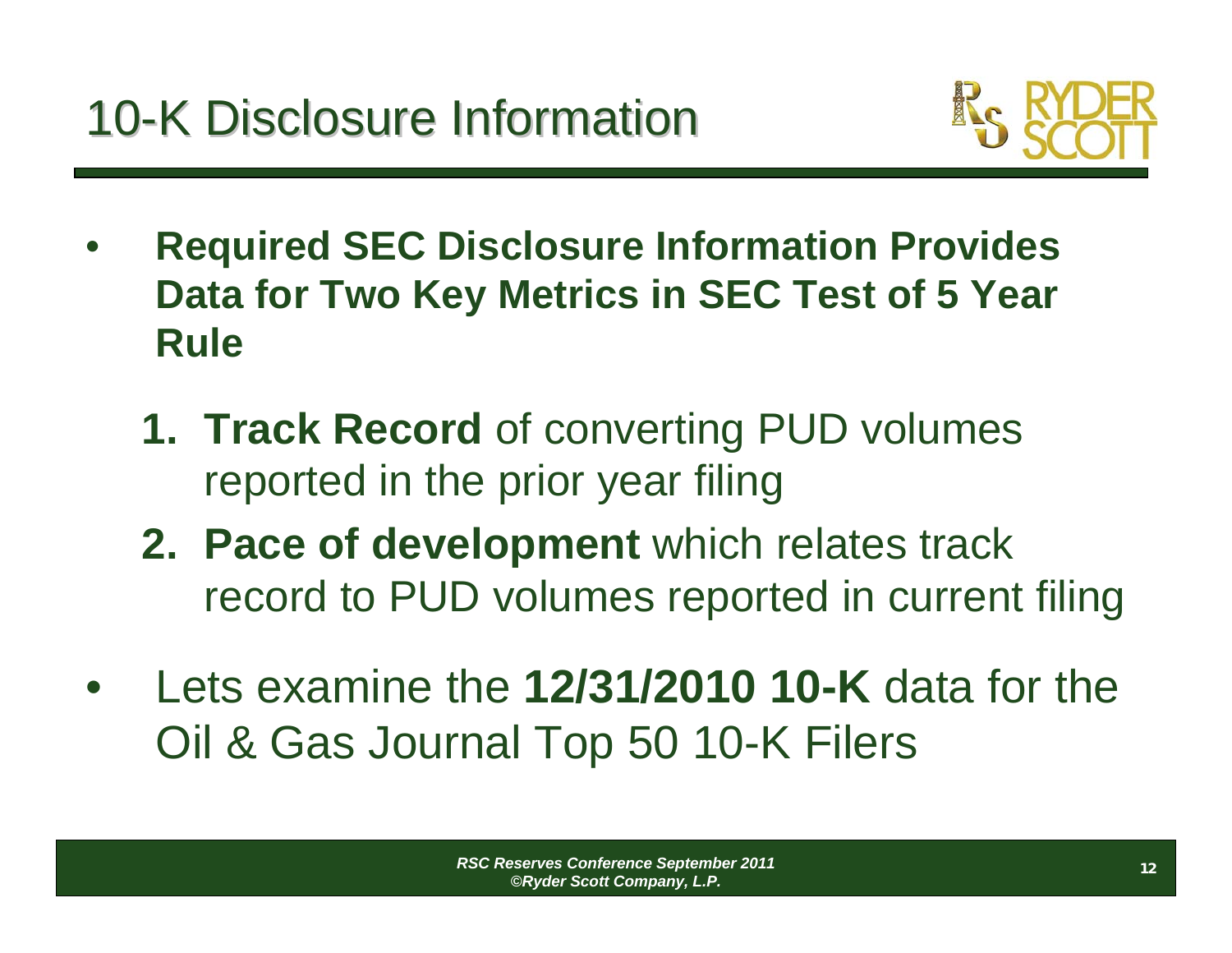# 10-K Disclosure Information

- **Required SEC Disclosure Information Provides Data for Two Key Metrics in SEC Test of 5 Year Rule**

  1. **Track Record** of converting PUD volumes reported in the prior year filing
  2. **Pace of development** which relates track record to PUD volumes reported in current filing

- Lets examine the **12/31/2010 10-K** data for the Oil & Gas Journal Top 50 10-K Filers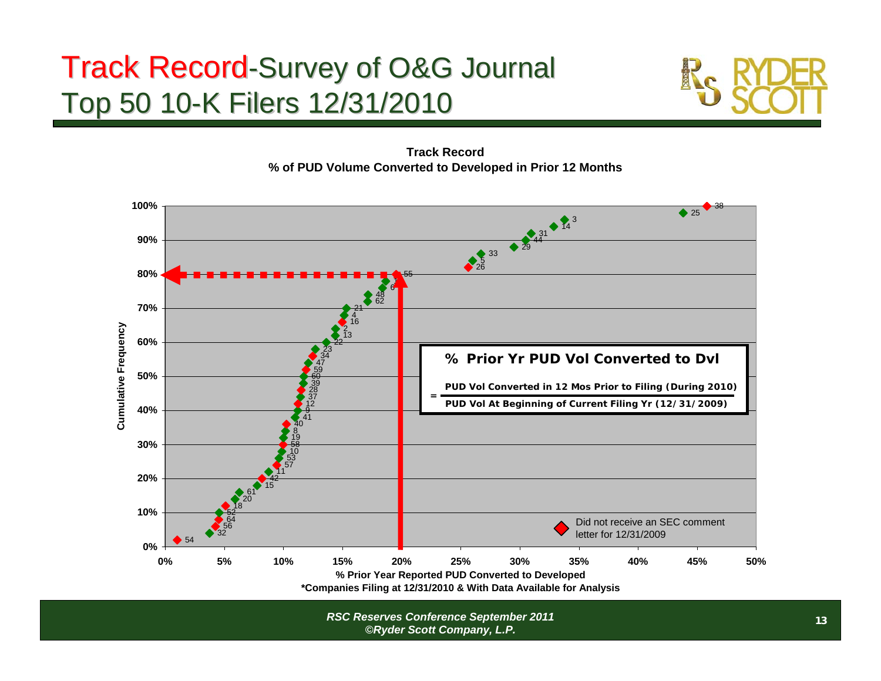# Track Record-Survey of O&G Journal Top 50 10-K Filers 12/31/2010

**Track Record**
**% of PUD Volume Converted to Developed in Prior 12 Months**

**% Prior Yr PUD Vol Converted to Dvl**

$$= \frac{\text{PUD Vol Converted in 12 Mos Prior to Filing (During 2010)}}{\text{PUD Vol At Beginning of Current Filing Yr (12/31/2009)}}$$

Did not receive an SEC comment letter for 12/31/2009

Cumulative Frequency

% Prior Year Reported PUD Converted to Developed

*Companies Filing at 12/31/2010 & With Data Available for Analysis

*RSC Reserves Conference September 2011*
*©Ryder Scott Company, L.P.*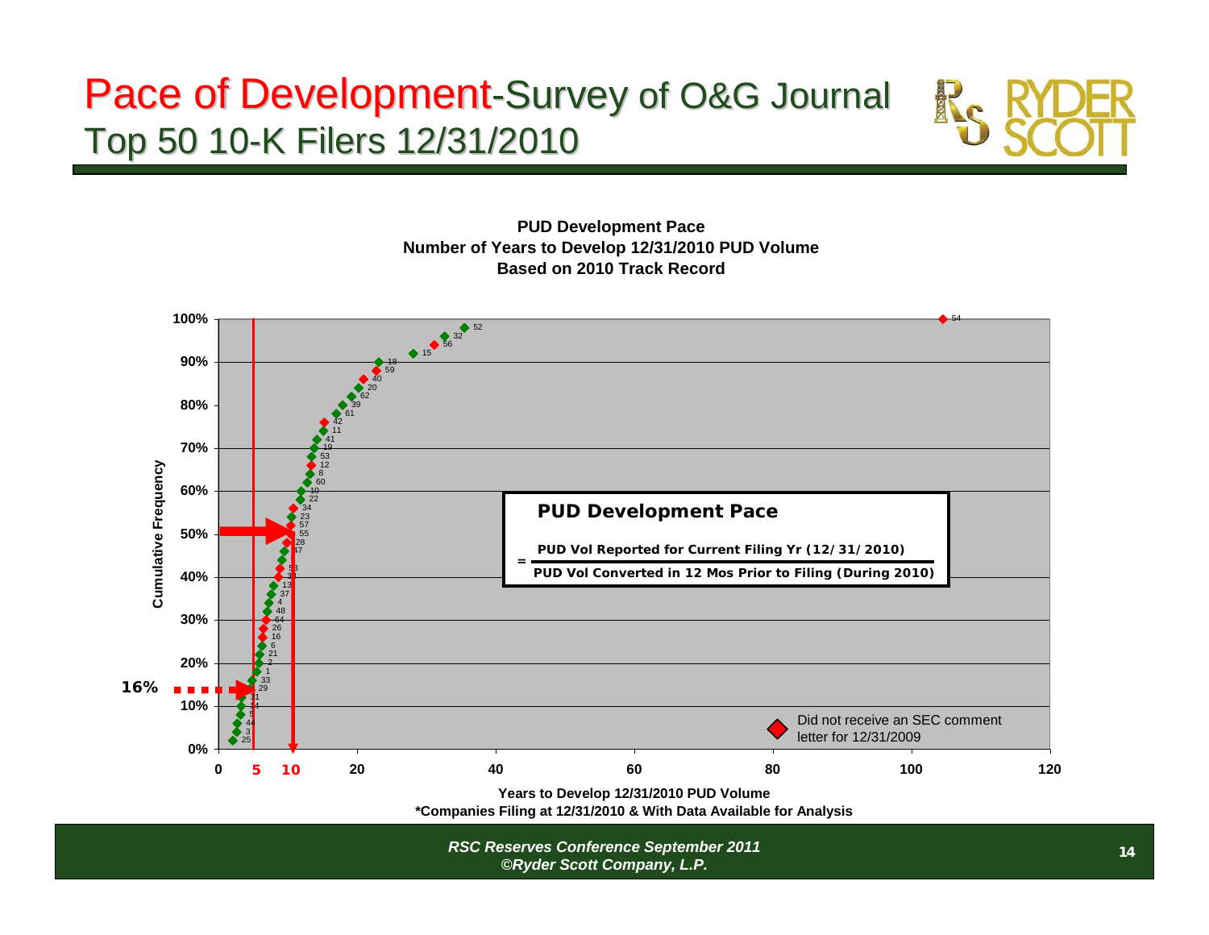# Pace of Development-Survey of O&G Journal Top 50 10-K Filers 12/31/2010

**PUD Development Pace**
**Number of Years to Develop 12/31/2010 PUD Volume**
**Based on 2010 Track Record**

**PUD Development Pace**

$$= \frac{\text{PUD Vol Reported for Current Filing Yr (12/31/2010)}}{\text{PUD Vol Converted in 12 Mos Prior to Filing (During 2010)}}$$

Did not receive an SEC comment letter for 12/31/2009

Cumulative Frequency

16%

5 10

Years to Develop 12/31/2010 PUD Volume

*Companies Filing at 12/31/2010 & With Data Available for Analysis

*RSC Reserves Conference September 2011*
*©Ryder Scott Company, L.P.*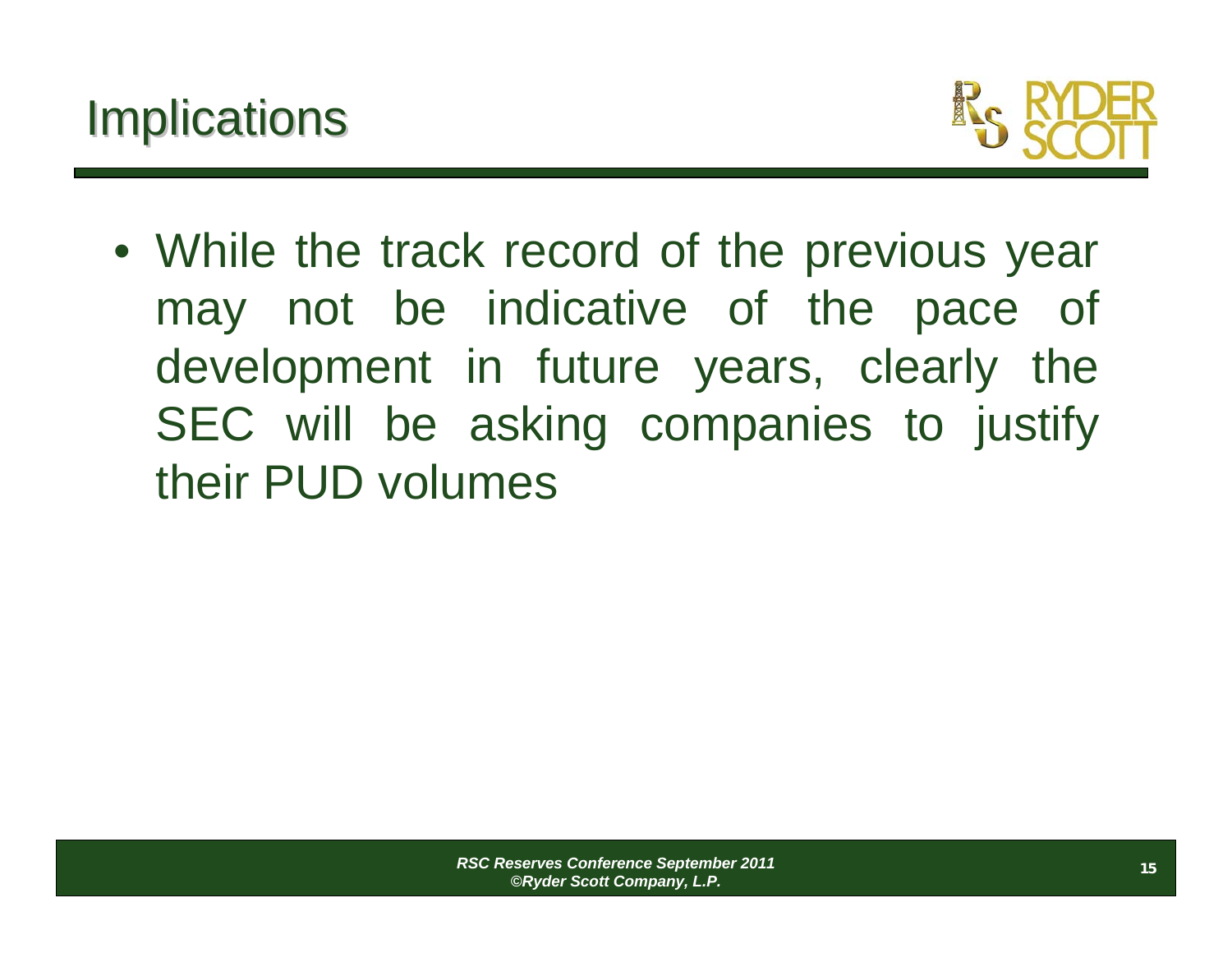# Implications

- While the track record of the previous year may not be indicative of the pace of development in future years, clearly the SEC will be asking companies to justify their PUD volumes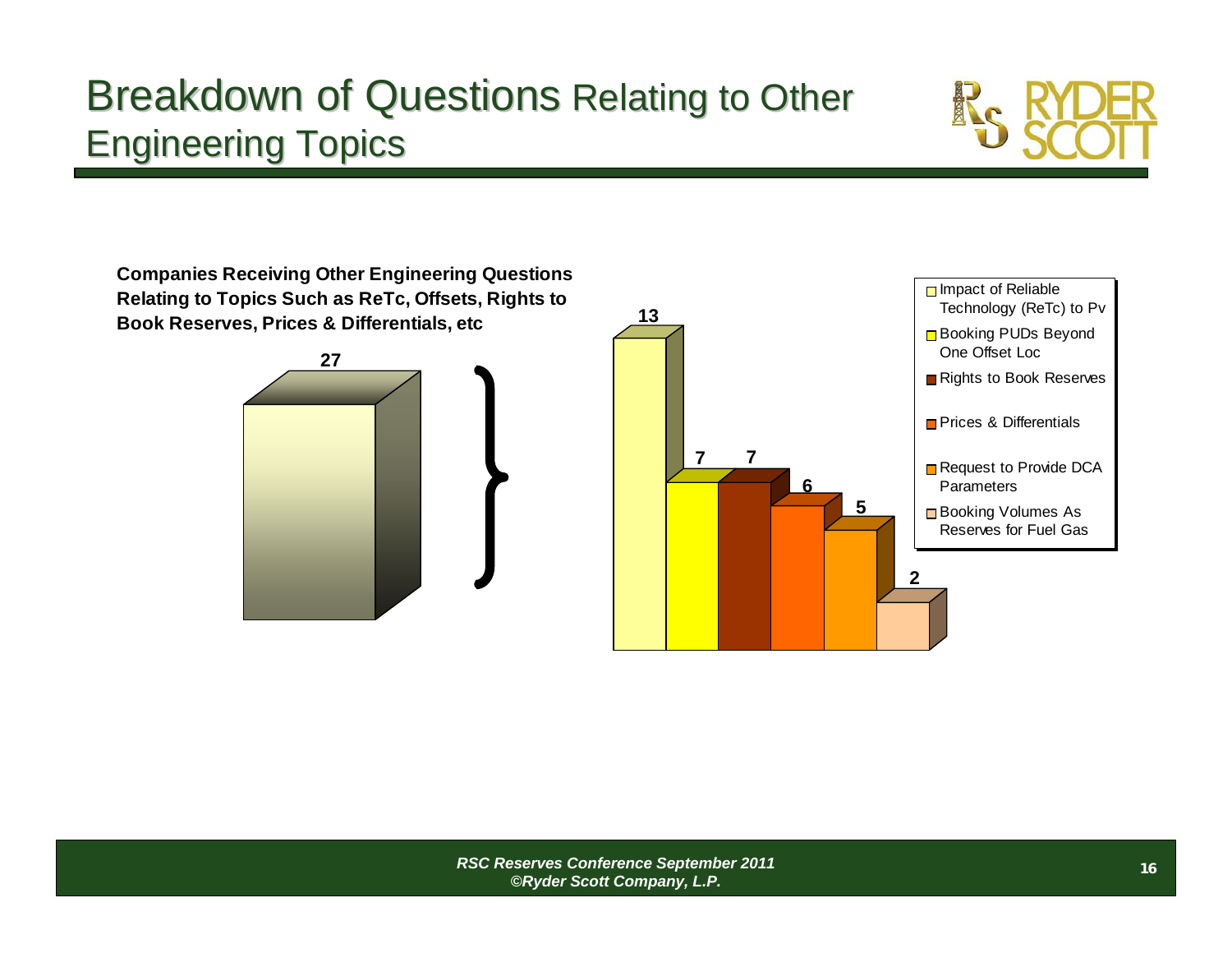# Breakdown of Questions Relating to Other Engineering Topics

**Companies Receiving Other Engineering Questions Relating to Topics Such as ReTc, Offsets, Rights to Book Reserves, Prices & Differentials, etc**

| Category | Companies |
| --- | --- |
| Total | 27 |
| Impact of Reliable Technology (ReTc) to Pv | 13 |
| Booking PUDs Beyond One Offset Loc | 7 |
| Rights to Book Reserves | 7 |
| Prices & Differentials | 6 |
| Request to Provide DCA Parameters | 5 |
| Booking Volumes As Reserves for Fuel Gas | 2 |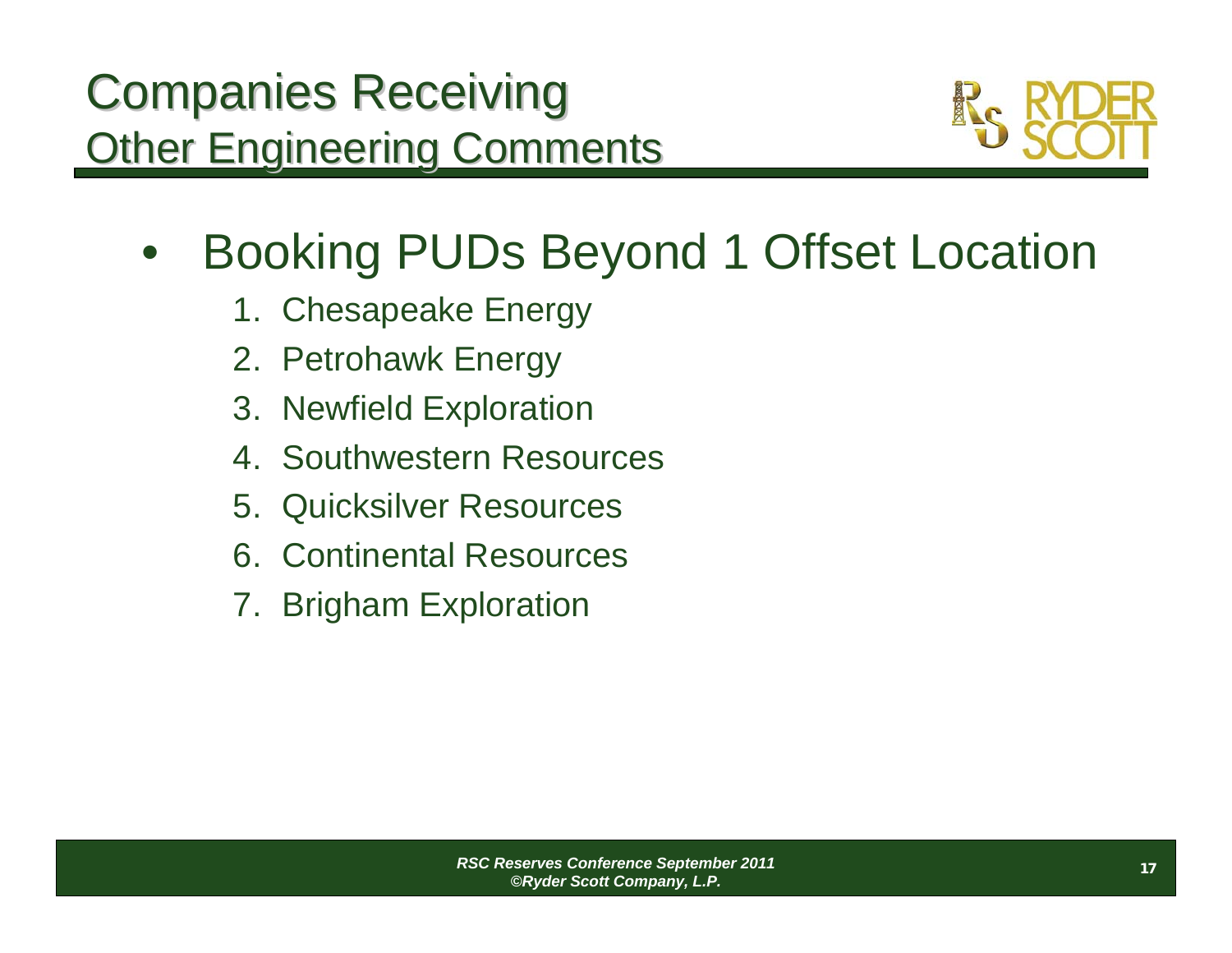# Companies Receiving Other Engineering Comments

- Booking PUDs Beyond 1 Offset Location
  1. Chesapeake Energy
  2. Petrohawk Energy
  3. Newfield Exploration
  4. Southwestern Resources
  5. Quicksilver Resources
  6. Continental Resources
  7. Brigham Exploration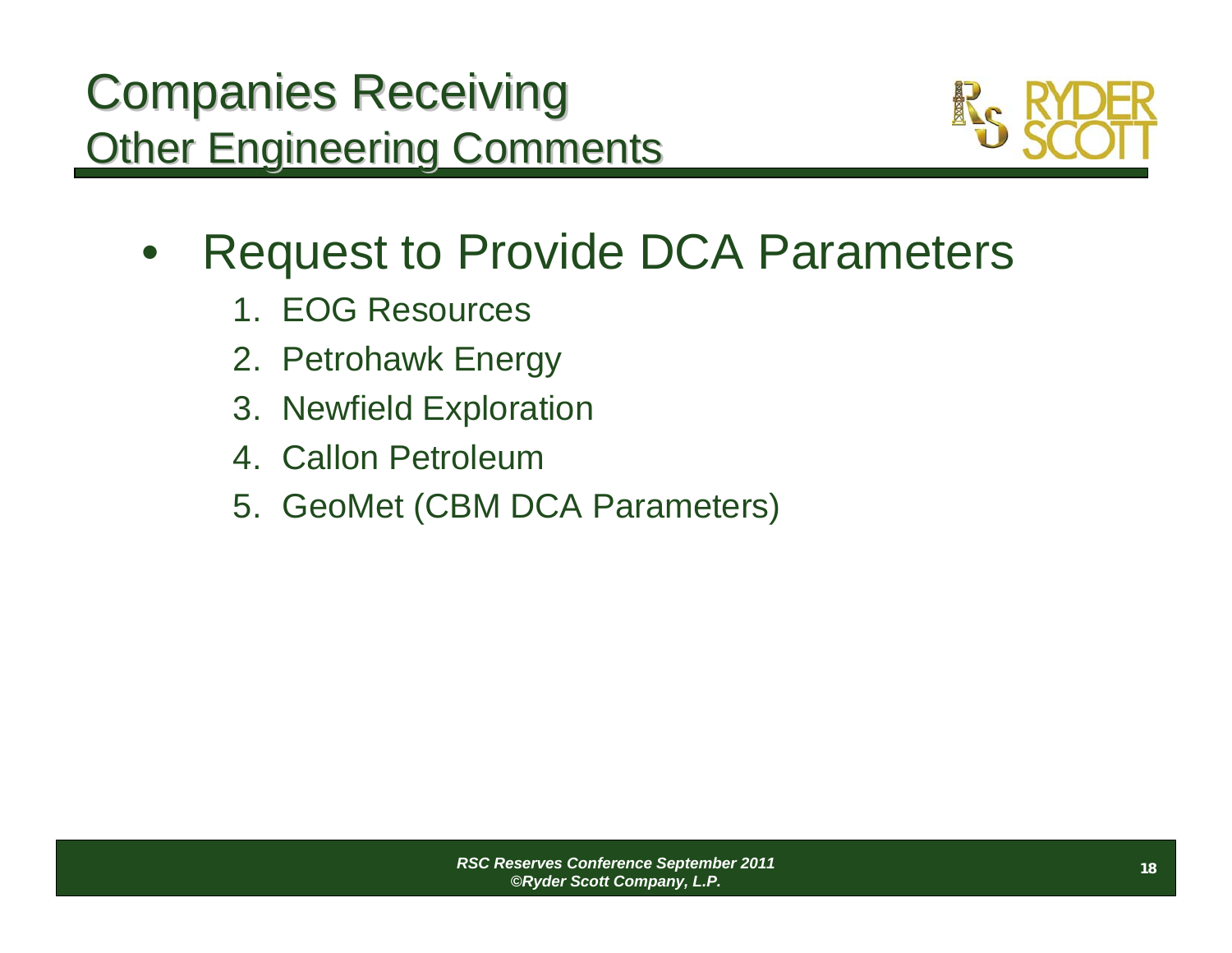# Companies Receiving
## Other Engineering Comments

- Request to Provide DCA Parameters
  1. EOG Resources
  2. Petrohawk Energy
  3. Newfield Exploration
  4. Callon Petroleum
  5. GeoMet (CBM DCA Parameters)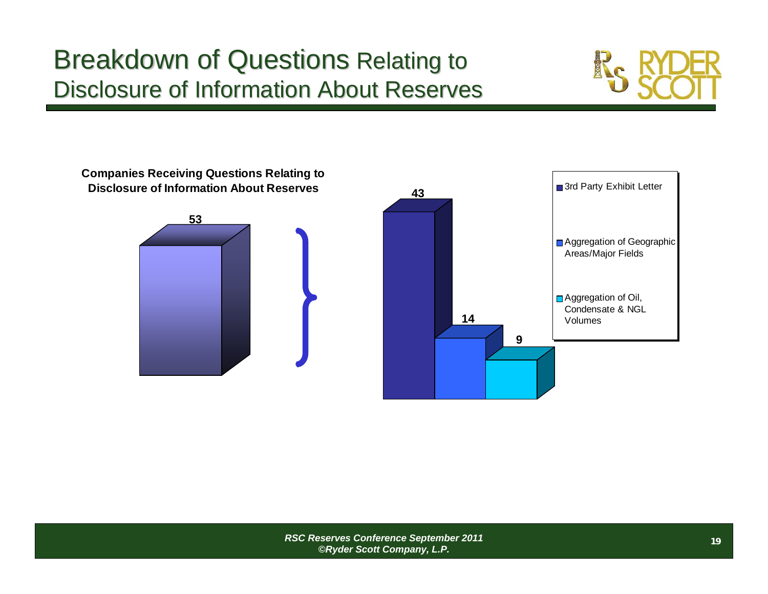# Breakdown of Questions Relating to Disclosure of Information About Reserves

**Companies Receiving Questions Relating to Disclosure of Information About Reserves**

| Category | Companies |
|---|---|
| Companies Receiving Questions Relating to Disclosure of Information About Reserves | 53 |
| 3rd Party Exhibit Letter | 43 |
| Aggregation of Geographic Areas/Major Fields | 14 |
| Aggregation of Oil, Condensate & NGL Volumes | 9 |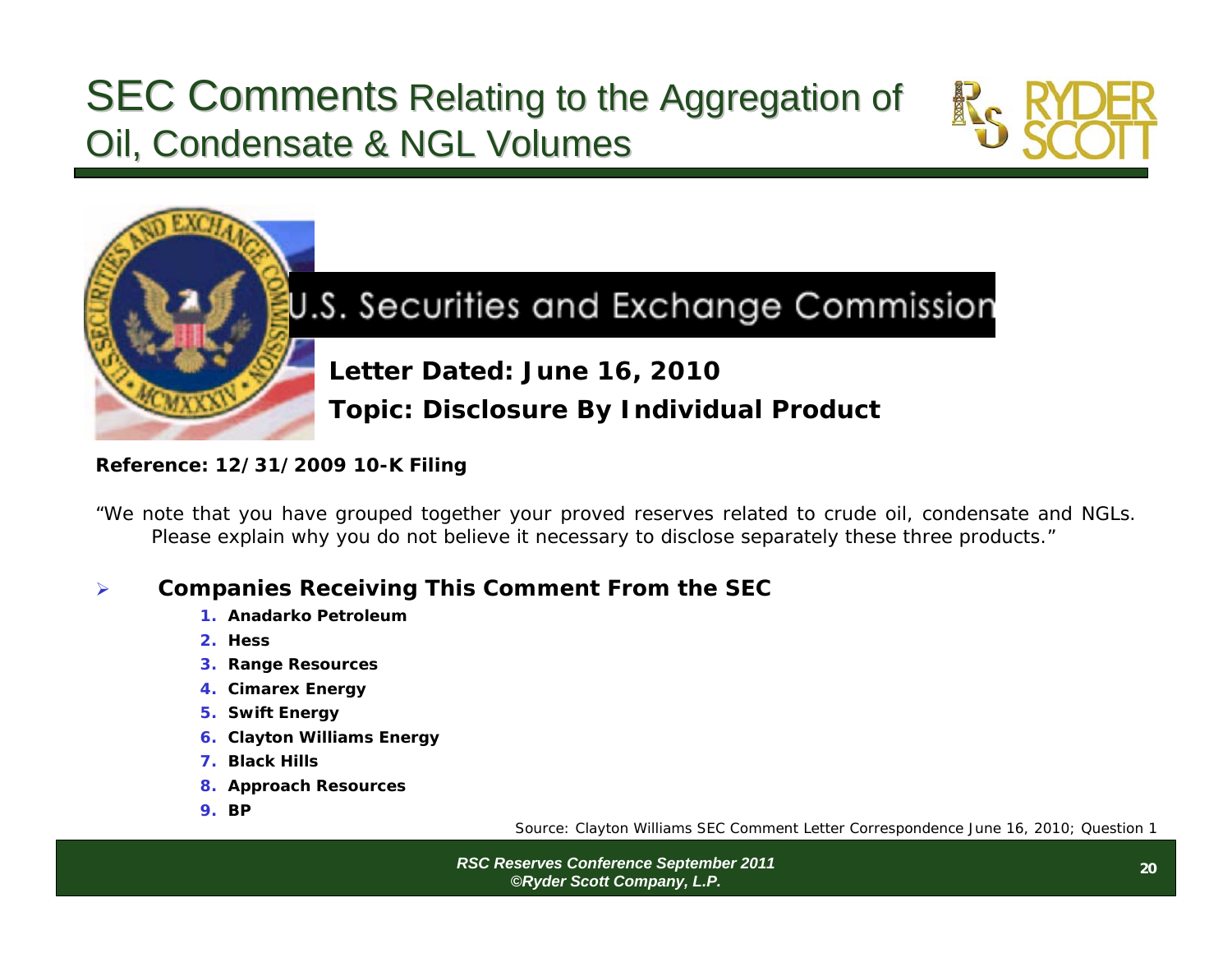# SEC Comments Relating to the Aggregation of Oil, Condensate & NGL Volumes

U.S. Securities and Exchange Commission

**Letter Dated: June 16, 2010**

**Topic: Disclosure By Individual Product**

**Reference: 12/31/2009 10-K Filing**

"We note that you have grouped together your proved reserves related to crude oil, condensate and NGLs. Please explain why you do not believe it necessary to disclose separately these three products."

- **Companies Receiving This Comment From the SEC**
  1. **Anadarko Petroleum**
  2. **Hess**
  3. **Range Resources**
  4. **Cimarex Energy**
  5. **Swift Energy**
  6. **Clayton Williams Energy**
  7. **Black Hills**
  8. **Approach Resources**
  9. **BP**

Source: Clayton Williams SEC Comment Letter Correspondence June 16, 2010; Question 1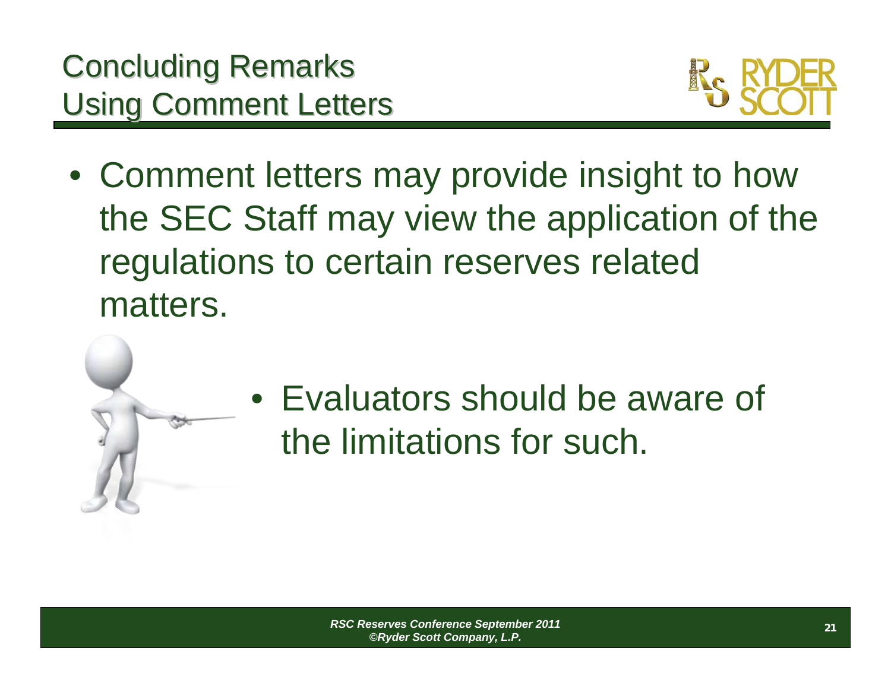# Concluding Remarks
# Using Comment Letters

- Comment letters may provide insight to how the SEC Staff may view the application of the regulations to certain reserves related matters.

- Evaluators should be aware of the limitations for such.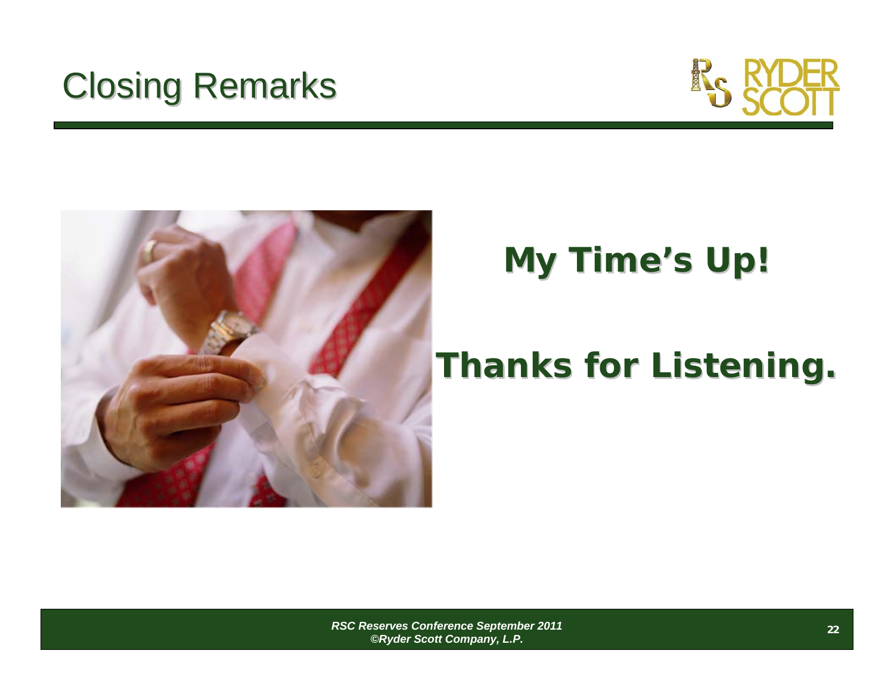# Closing Remarks

**My Time's Up!**

**Thanks for Listening.**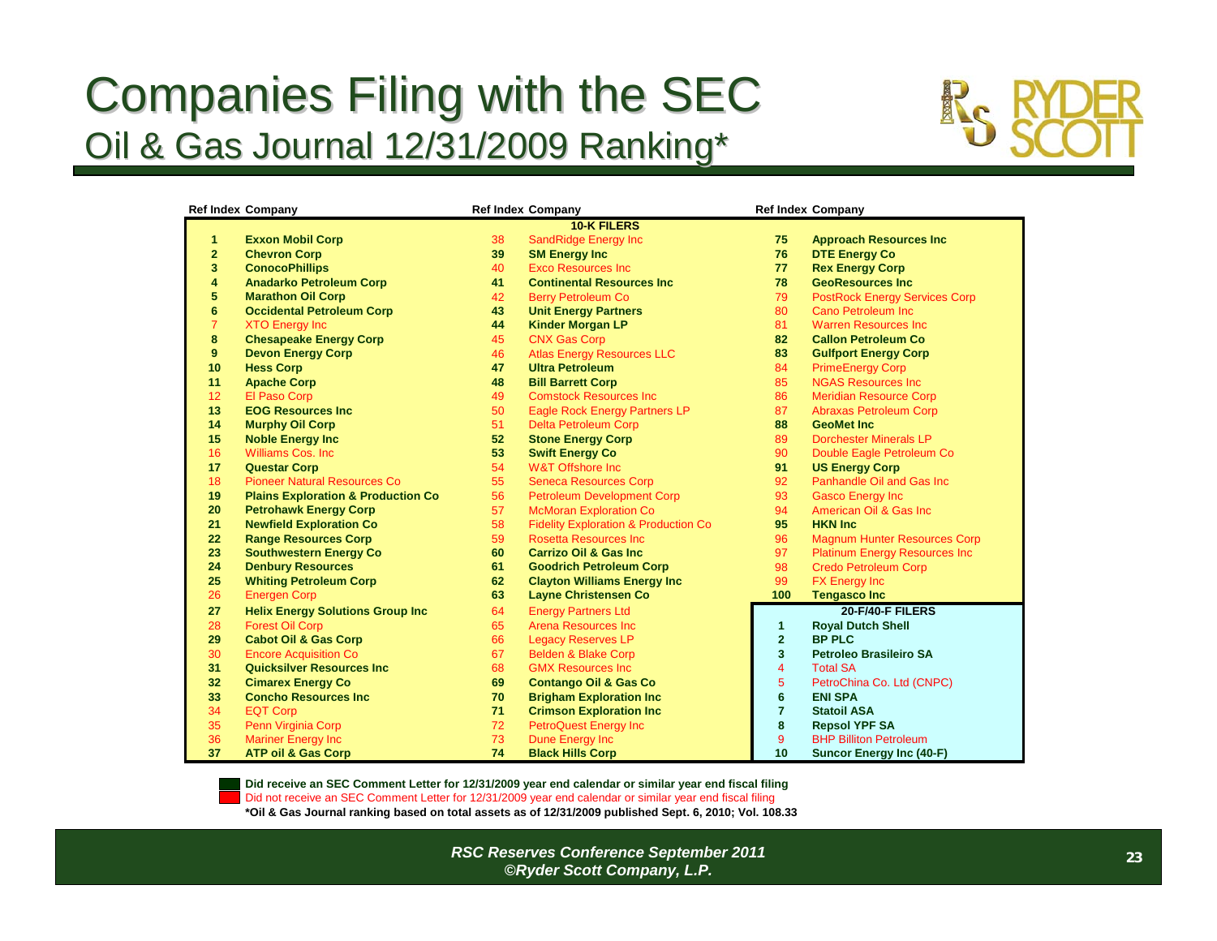# Companies Filing with the SEC

## Oil & Gas Journal 12/31/2009 Ranking*

**10-K FILERS**

| Ref Index | Company | Ref Index | Company | Ref Index | Company |
|---|---|---|---|---|---|
| **1** | **Exxon Mobil Corp** | 38 | SandRidge Energy Inc | **75** | **Approach Resources Inc** |
| **2** | **Chevron Corp** | **39** | **SM Energy Inc** | **76** | **DTE Energy Co** |
| **3** | **ConocoPhillips** | 40 | Exco Resources Inc | **77** | **Rex Energy Corp** |
| **4** | **Anadarko Petroleum Corp** | **41** | **Continental Resources Inc** | **78** | **GeoResources Inc** |
| **5** | **Marathon Oil Corp** | 42 | Berry Petroleum Co | 79 | PostRock Energy Services Corp |
| **6** | **Occidental Petroleum Corp** | **43** | **Unit Energy Partners** | 80 | Cano Petroleum Inc |
| 7 | XTO Energy Inc | **44** | **Kinder Morgan LP** | 81 | Warren Resources Inc |
| **8** | **Chesapeake Energy Corp** | 45 | CNX Gas Corp | **82** | **Callon Petroleum Co** |
| **9** | **Devon Energy Corp** | 46 | Atlas Energy Resources LLC | **83** | **Gulfport Energy Corp** |
| **10** | **Hess Corp** | **47** | **Ultra Petroleum** | 84 | PrimeEnergy Corp |
| **11** | **Apache Corp** | **48** | **Bill Barrett Corp** | 85 | NGAS Resources Inc |
| 12 | El Paso Corp | 49 | Comstock Resources Inc | 86 | Meridian Resource Corp |
| **13** | **EOG Resources Inc** | 50 | Eagle Rock Energy Partners LP | 87 | Abraxas Petroleum Corp |
| **14** | **Murphy Oil Corp** | 51 | Delta Petroleum Corp | **88** | **GeoMet Inc** |
| **15** | **Noble Energy Inc** | **52** | **Stone Energy Corp** | 89 | Dorchester Minerals LP |
| 16 | Williams Cos. Inc | **53** | **Swift Energy Co** | 90 | Double Eagle Petroleum Co |
| **17** | **Questar Corp** | 54 | W&T Offshore Inc | **91** | **US Energy Corp** |
| 18 | Pioneer Natural Resources Co | 55 | Seneca Resources Corp | 92 | Panhandle Oil and Gas Inc |
| **19** | **Plains Exploration & Production Co** | 56 | Petroleum Development Corp | 93 | Gasco Energy Inc |
| **20** | **Petrohawk Energy Corp** | 57 | McMoran Exploration Co | 94 | American Oil & Gas Inc |
| **21** | **Newfield Exploration Co** | 58 | Fidelity Exploration & Production Co | **95** | **HKN Inc** |
| **22** | **Range Resources Corp** | 59 | Rosetta Resources Inc | 96 | Magnum Hunter Resources Corp |
| **23** | **Southwestern Energy Co** | **60** | **Carrizo Oil & Gas Inc** | 97 | Platinum Energy Resources Inc |
| **24** | **Denbury Resources** | **61** | **Goodrich Petroleum Corp** | 98 | Credo Petroleum Corp |
| **25** | **Whiting Petroleum Corp** | **62** | **Clayton Williams Energy Inc** | 99 | FX Energy Inc |
| 26 | Energen Corp | **63** | **Layne Christensen Co** | **100** | **Tengasco Inc** |
| **27** | **Helix Energy Solutions Group Inc** | 64 | Energy Partners Ltd | | **20-F/40-F FILERS** |
| 28 | Forest Oil Corp | 65 | Arena Resources Inc | **1** | **Royal Dutch Shell** |
| **29** | **Cabot Oil & Gas Corp** | 66 | Legacy Reserves LP | **2** | **BP PLC** |
| 30 | Encore Acquisition Co | 67 | Belden & Blake Corp | **3** | **Petroleo Brasileiro SA** |
| **31** | **Quicksilver Resources Inc** | 68 | GMX Resources Inc | 4 | Total SA |
| **32** | **Cimarex Energy Co** | **69** | **Contango Oil & Gas Co** | 5 | PetroChina Co. Ltd (CNPC) |
| **33** | **Concho Resources Inc** | **70** | **Brigham Exploration Inc** | **6** | **ENI SPA** |
| 34 | EQT Corp | **71** | **Crimson Exploration Inc** | **7** | **Statoil ASA** |
| 35 | Penn Virginia Corp | 72 | PetroQuest Energy Inc | **8** | **Repsol YPF SA** |
| 36 | Mariner Energy Inc | 73 | Dune Energy Inc | 9 | BHP Billiton Petroleum |
| **37** | **ATP oil & Gas Corp** | **74** | **Black Hills Corp** | **10** | **Suncor Energy Inc (40-F)** |

**Did receive an SEC Comment Letter for 12/31/2009 year end calendar or similar year end fiscal filing** (bold entries)

Did not receive an SEC Comment Letter for 12/31/2009 year end calendar or similar year end fiscal filing (non-bold entries)

**\*Oil & Gas Journal ranking based on total assets as of 12/31/2009 published Sept. 6, 2010; Vol. 108.33**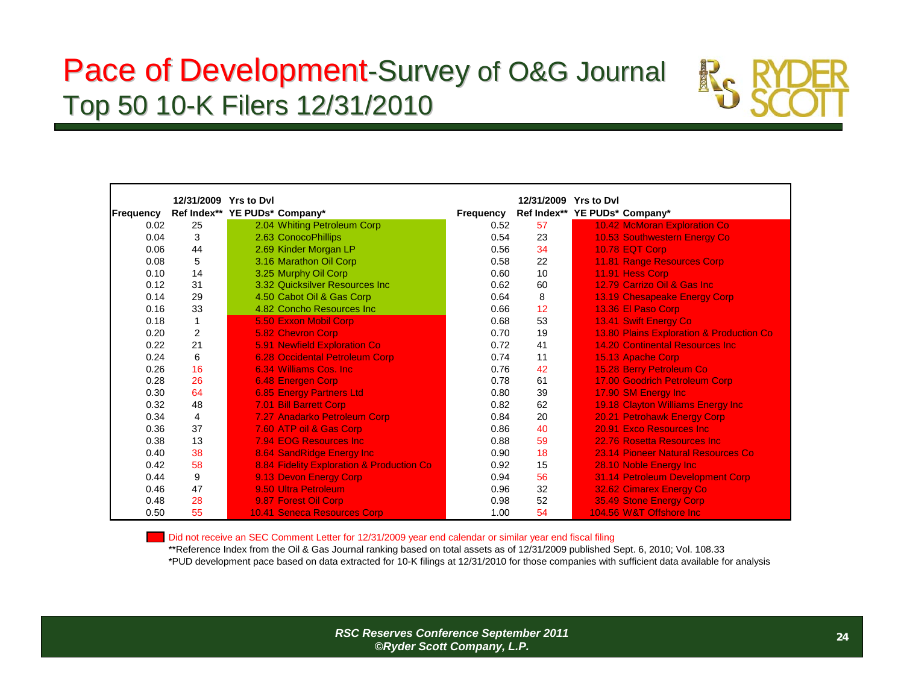# Pace of Development-Survey of O&G Journal Top 50 10-K Filers 12/31/2010

| Frequency | 12/31/2009 Ref Index** | Yrs to Dvl YE PUDs* | Company* | Frequency | 12/31/2009 Ref Index** | Yrs to Dvl YE PUDs* | Company* |
|---|---|---|---|---|---|---|---|
| 0.02 | 25 | 2.04 | Whiting Petroleum Corp | 0.52 | 57 | 10.42 | McMoran Exploration Co |
| 0.04 | 3 | 2.63 | ConocoPhillips | 0.54 | 23 | 10.53 | Southwestern Energy Co |
| 0.06 | 44 | 2.69 | Kinder Morgan LP | 0.56 | 34 | 10.78 | EQT Corp |
| 0.08 | 5 | 3.16 | Marathon Oil Corp | 0.58 | 22 | 11.81 | Range Resources Corp |
| 0.10 | 14 | 3.25 | Murphy Oil Corp | 0.60 | 10 | 11.91 | Hess Corp |
| 0.12 | 31 | 3.32 | Quicksilver Resources Inc | 0.62 | 60 | 12.79 | Carrizo Oil & Gas Inc |
| 0.14 | 29 | 4.50 | Cabot Oil & Gas Corp | 0.64 | 8 | 13.19 | Chesapeake Energy Corp |
| 0.16 | 33 | 4.82 | Concho Resources Inc | 0.66 | 12 | 13.36 | El Paso Corp |
| 0.18 | 1 | 5.50 | Exxon Mobil Corp | 0.68 | 53 | 13.41 | Swift Energy Co |
| 0.20 | 2 | 5.82 | Chevron Corp | 0.70 | 19 | 13.80 | Plains Exploration & Production Co |
| 0.22 | 21 | 5.91 | Newfield Exploration Co | 0.72 | 41 | 14.20 | Continental Resources Inc |
| 0.24 | 6 | 6.28 | Occidental Petroleum Corp | 0.74 | 11 | 15.13 | Apache Corp |
| 0.26 | 16 | 6.34 | Williams Cos. Inc | 0.76 | 42 | 15.28 | Berry Petroleum Co |
| 0.28 | 26 | 6.48 | Energen Corp | 0.78 | 61 | 17.00 | Goodrich Petroleum Corp |
| 0.30 | 64 | 6.85 | Energy Partners Ltd | 0.80 | 39 | 17.90 | SM Energy Inc |
| 0.32 | 48 | 7.01 | Bill Barrett Corp | 0.82 | 62 | 19.18 | Clayton Williams Energy Inc |
| 0.34 | 4 | 7.27 | Anadarko Petroleum Corp | 0.84 | 20 | 20.21 | Petrohawk Energy Corp |
| 0.36 | 37 | 7.60 | ATP oil & Gas Corp | 0.86 | 40 | 20.91 | Exco Resources Inc |
| 0.38 | 13 | 7.94 | EOG Resources Inc | 0.88 | 59 | 22.76 | Rosetta Resources Inc |
| 0.40 | 38 | 8.64 | SandRidge Energy Inc | 0.90 | 18 | 23.14 | Pioneer Natural Resources Co |
| 0.42 | 58 | 8.84 | Fidelity Exploration & Production Co | 0.92 | 15 | 28.10 | Noble Energy Inc |
| 0.44 | 9 | 9.13 | Devon Energy Corp | 0.94 | 56 | 31.14 | Petroleum Development Corp |
| 0.46 | 47 | 9.50 | Ultra Petroleum | 0.96 | 32 | 32.62 | Cimarex Energy Co |
| 0.48 | 28 | 9.87 | Forest Oil Corp | 0.98 | 52 | 35.49 | Stone Energy Corp |
| 0.50 | 55 | 10.41 | Seneca Resources Corp | 1.00 | 54 | 104.56 | W&T Offshore Inc |

Did not receive an SEC Comment Letter for 12/31/2009 year end calendar or similar year end fiscal filing

**Reference Index from the Oil & Gas Journal ranking based on total assets as of 12/31/2009 published Sept. 6, 2010; Vol. 108.33

*PUD development pace based on data extracted for 10-K filings at 12/31/2010 for those companies with sufficient data available for analysis